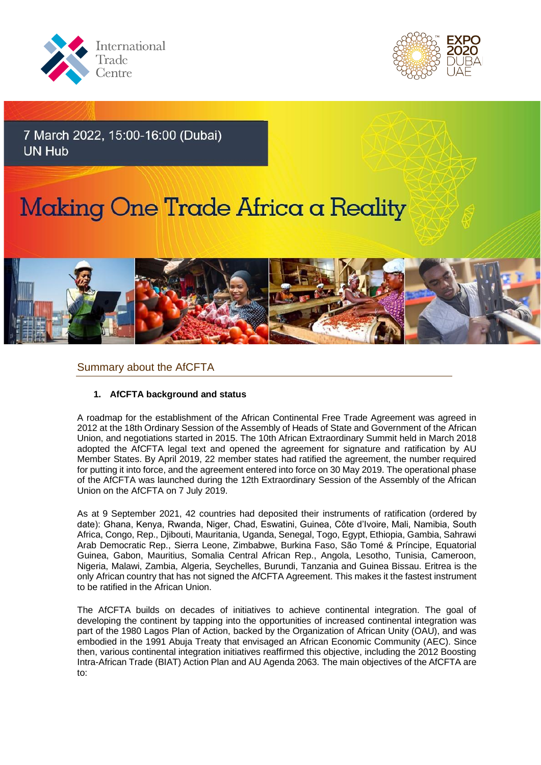7 March 2022, 15:00-16:00 (Dubai)
UN Hub

# Making One Trade Africa a Reality

## Summary about the AfCFTA

### 1. AfCFTA background and status

A roadmap for the establishment of the African Continental Free Trade Agreement was agreed in 2012 at the 18th Ordinary Session of the Assembly of Heads of State and Government of the African Union, and negotiations started in 2015. The 10th African Extraordinary Summit held in March 2018 adopted the AfCFTA legal text and opened the agreement for signature and ratification by AU Member States. By April 2019, 22 member states had ratified the agreement, the number required for putting it into force, and the agreement entered into force on 30 May 2019. The operational phase of the AfCFTA was launched during the 12th Extraordinary Session of the Assembly of the African Union on the AfCFTA on 7 July 2019.

As at 9 September 2021, 42 countries had deposited their instruments of ratification (ordered by date): Ghana, Kenya, Rwanda, Niger, Chad, Eswatini, Guinea, Côte d'Ivoire, Mali, Namibia, South Africa, Congo, Rep., Djibouti, Mauritania, Uganda, Senegal, Togo, Egypt, Ethiopia, Gambia, Sahrawi Arab Democratic Rep., Sierra Leone, Zimbabwe, Burkina Faso, São Tomé & Príncipe, Equatorial Guinea, Gabon, Mauritius, Somalia Central African Rep., Angola, Lesotho, Tunisia, Cameroon, Nigeria, Malawi, Zambia, Algeria, Seychelles, Burundi, Tanzania and Guinea Bissau. Eritrea is the only African country that has not signed the AfCFTA Agreement. This makes it the fastest instrument to be ratified in the African Union.

The AfCFTA builds on decades of initiatives to achieve continental integration. The goal of developing the continent by tapping into the opportunities of increased continental integration was part of the 1980 Lagos Plan of Action, backed by the Organization of African Unity (OAU), and was embodied in the 1991 Abuja Treaty that envisaged an African Economic Community (AEC). Since then, various continental integration initiatives reaffirmed this objective, including the 2012 Boosting Intra-African Trade (BIAT) Action Plan and AU Agenda 2063. The main objectives of the AfCFTA are to: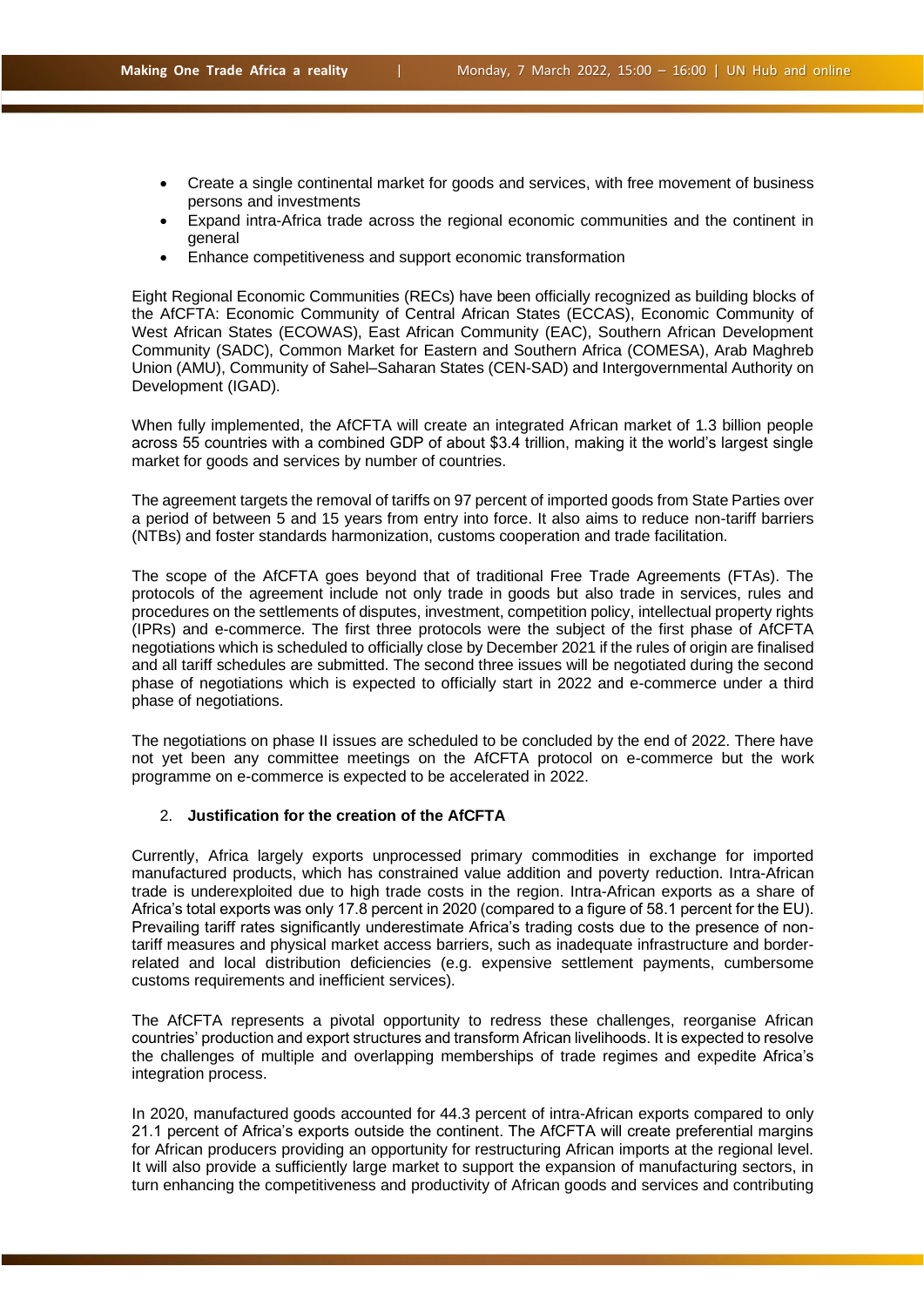- Create a single continental market for goods and services, with free movement of business persons and investments
- Expand intra-Africa trade across the regional economic communities and the continent in general
- Enhance competitiveness and support economic transformation

Eight Regional Economic Communities (RECs) have been officially recognized as building blocks of the AfCFTA: Economic Community of Central African States (ECCAS), Economic Community of West African States (ECOWAS), East African Community (EAC), Southern African Development Community (SADC), Common Market for Eastern and Southern Africa (COMESA), Arab Maghreb Union (AMU), Community of Sahel–Saharan States (CEN-SAD) and Intergovernmental Authority on Development (IGAD).

When fully implemented, the AfCFTA will create an integrated African market of 1.3 billion people across 55 countries with a combined GDP of about $3.4 trillion, making it the world's largest single market for goods and services by number of countries.

The agreement targets the removal of tariffs on 97 percent of imported goods from State Parties over a period of between 5 and 15 years from entry into force. It also aims to reduce non-tariff barriers (NTBs) and foster standards harmonization, customs cooperation and trade facilitation.

The scope of the AfCFTA goes beyond that of traditional Free Trade Agreements (FTAs). The protocols of the agreement include not only trade in goods but also trade in services, rules and procedures on the settlements of disputes, investment, competition policy, intellectual property rights (IPRs) and e-commerce. The first three protocols were the subject of the first phase of AfCFTA negotiations which is scheduled to officially close by December 2021 if the rules of origin are finalised and all tariff schedules are submitted. The second three issues will be negotiated during the second phase of negotiations which is expected to officially start in 2022 and e-commerce under a third phase of negotiations.

The negotiations on phase II issues are scheduled to be concluded by the end of 2022. There have not yet been any committee meetings on the AfCFTA protocol on e-commerce but the work programme on e-commerce is expected to be accelerated in 2022.

## 2. Justification for the creation of the AfCFTA

Currently, Africa largely exports unprocessed primary commodities in exchange for imported manufactured products, which has constrained value addition and poverty reduction. Intra-African trade is underexploited due to high trade costs in the region. Intra-African exports as a share of Africa's total exports was only 17.8 percent in 2020 (compared to a figure of 58.1 percent for the EU). Prevailing tariff rates significantly underestimate Africa's trading costs due to the presence of non-tariff measures and physical market access barriers, such as inadequate infrastructure and border-related and local distribution deficiencies (e.g. expensive settlement payments, cumbersome customs requirements and inefficient services).

The AfCFTA represents a pivotal opportunity to redress these challenges, reorganise African countries' production and export structures and transform African livelihoods. It is expected to resolve the challenges of multiple and overlapping memberships of trade regimes and expedite Africa's integration process.

In 2020, manufactured goods accounted for 44.3 percent of intra-African exports compared to only 21.1 percent of Africa's exports outside the continent. The AfCFTA will create preferential margins for African producers providing an opportunity for restructuring African imports at the regional level. It will also provide a sufficiently large market to support the expansion of manufacturing sectors, in turn enhancing the competitiveness and productivity of African goods and services and contributing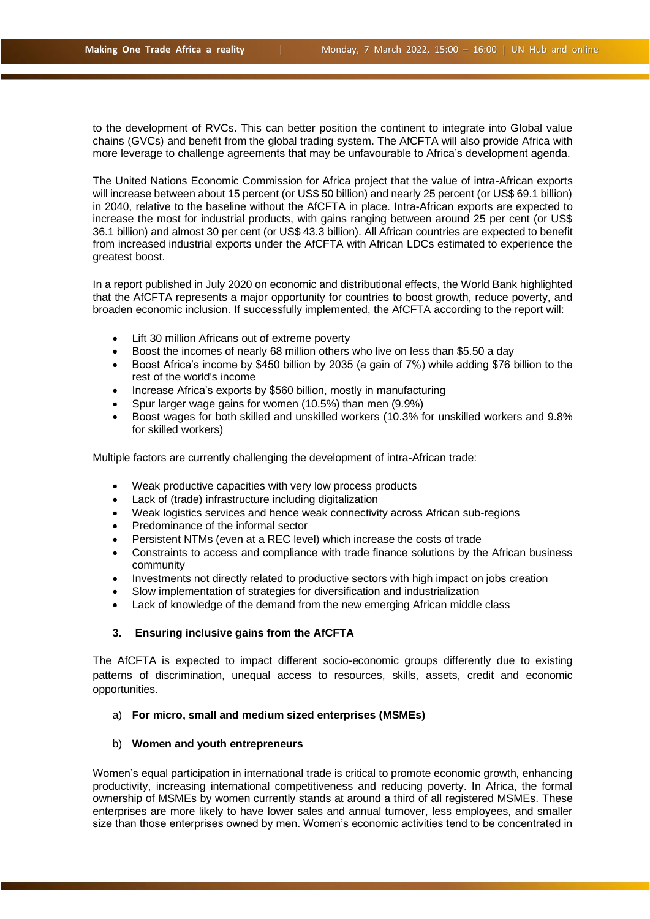to the development of RVCs. This can better position the continent to integrate into Global value chains (GVCs) and benefit from the global trading system. The AfCFTA will also provide Africa with more leverage to challenge agreements that may be unfavourable to Africa's development agenda.

The United Nations Economic Commission for Africa project that the value of intra-African exports will increase between about 15 percent (or US$ 50 billion) and nearly 25 percent (or US$ 69.1 billion) in 2040, relative to the baseline without the AfCFTA in place. Intra-African exports are expected to increase the most for industrial products, with gains ranging between around 25 per cent (or US$ 36.1 billion) and almost 30 per cent (or US$ 43.3 billion). All African countries are expected to benefit from increased industrial exports under the AfCFTA with African LDCs estimated to experience the greatest boost.

In a report published in July 2020 on economic and distributional effects, the World Bank highlighted that the AfCFTA represents a major opportunity for countries to boost growth, reduce poverty, and broaden economic inclusion. If successfully implemented, the AfCFTA according to the report will:

- Lift 30 million Africans out of extreme poverty
- Boost the incomes of nearly 68 million others who live on less than $5.50 a day
- Boost Africa's income by $450 billion by 2035 (a gain of 7%) while adding $76 billion to the rest of the world's income
- Increase Africa's exports by $560 billion, mostly in manufacturing
- Spur larger wage gains for women (10.5%) than men (9.9%)
- Boost wages for both skilled and unskilled workers (10.3% for unskilled workers and 9.8% for skilled workers)

Multiple factors are currently challenging the development of intra-African trade:

- Weak productive capacities with very low process products
- Lack of (trade) infrastructure including digitalization
- Weak logistics services and hence weak connectivity across African sub-regions
- Predominance of the informal sector
- Persistent NTMs (even at a REC level) which increase the costs of trade
- Constraints to access and compliance with trade finance solutions by the African business community
- Investments not directly related to productive sectors with high impact on jobs creation
- Slow implementation of strategies for diversification and industrialization
- Lack of knowledge of the demand from the new emerging African middle class

### 3. Ensuring inclusive gains from the AfCFTA

The AfCFTA is expected to impact different socio-economic groups differently due to existing patterns of discrimination, unequal access to resources, skills, assets, credit and economic opportunities.

#### a) For micro, small and medium sized enterprises (MSMEs)

#### b) Women and youth entrepreneurs

Women's equal participation in international trade is critical to promote economic growth, enhancing productivity, increasing international competitiveness and reducing poverty. In Africa, the formal ownership of MSMEs by women currently stands at around a third of all registered MSMEs. These enterprises are more likely to have lower sales and annual turnover, less employees, and smaller size than those enterprises owned by men. Women's economic activities tend to be concentrated in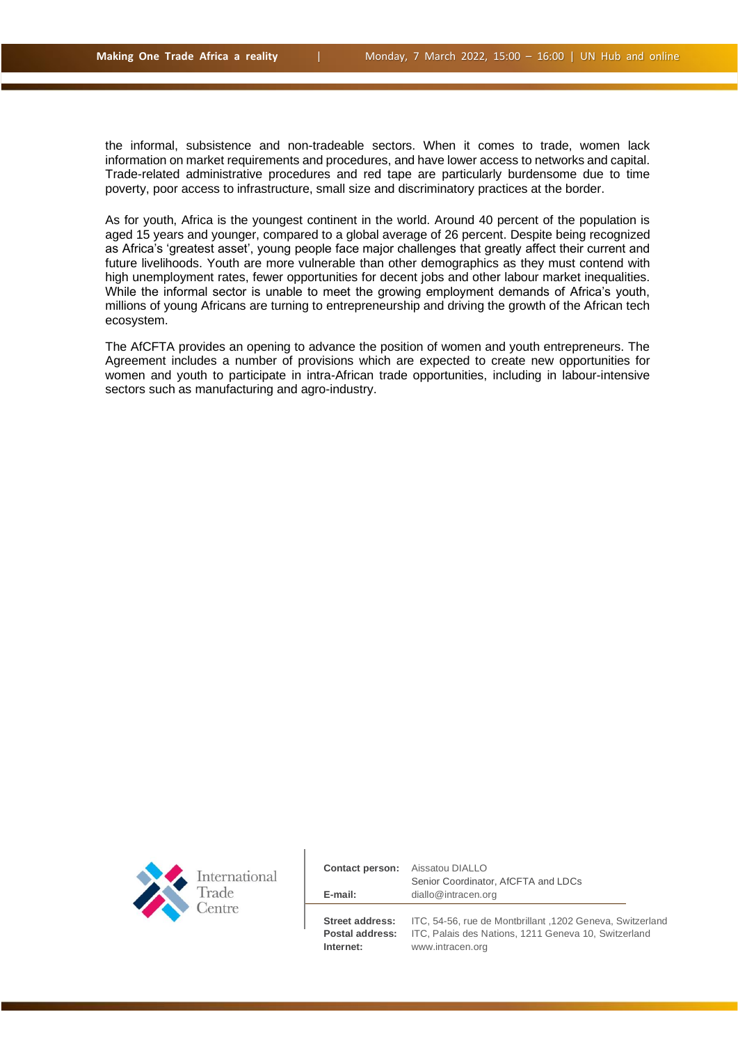the informal, subsistence and non-tradeable sectors. When it comes to trade, women lack information on market requirements and procedures, and have lower access to networks and capital. Trade-related administrative procedures and red tape are particularly burdensome due to time poverty, poor access to infrastructure, small size and discriminatory practices at the border.

As for youth, Africa is the youngest continent in the world. Around 40 percent of the population is aged 15 years and younger, compared to a global average of 26 percent. Despite being recognized as Africa's 'greatest asset', young people face major challenges that greatly affect their current and future livelihoods. Youth are more vulnerable than other demographics as they must contend with high unemployment rates, fewer opportunities for decent jobs and other labour market inequalities. While the informal sector is unable to meet the growing employment demands of Africa's youth, millions of young Africans are turning to entrepreneurship and driving the growth of the African tech ecosystem.

The AfCFTA provides an opening to advance the position of women and youth entrepreneurs. The Agreement includes a number of provisions which are expected to create new opportunities for women and youth to participate in intra-African trade opportunities, including in labour-intensive sectors such as manufacturing and agro-industry.

International Trade Centre

**Contact person:** Aissatou DIALLO
Senior Coordinator, AfCFTA and LDCs
**E-mail:** diallo@intracen.org

**Street address:** ITC, 54-56, rue de Montbrillant ,1202 Geneva, Switzerland
**Postal address:** ITC, Palais des Nations, 1211 Geneva 10, Switzerland
**Internet:** www.intracen.org